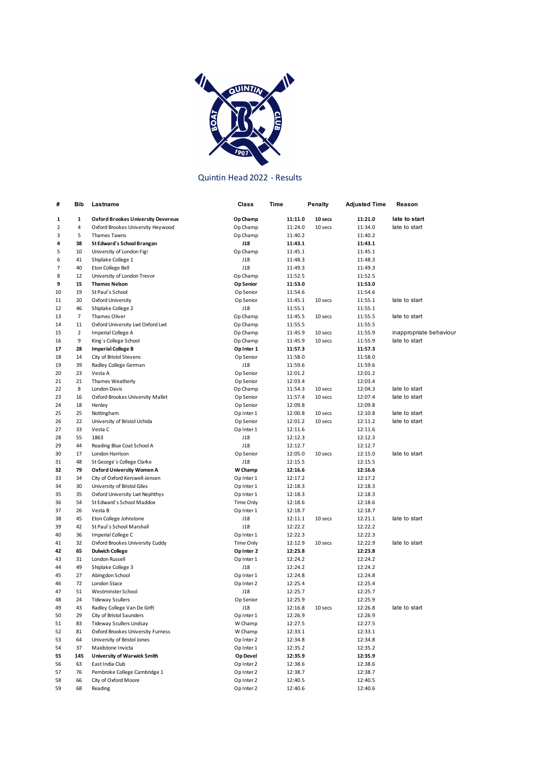# Quintin Head 2022 - Results

| # | Bib | Lastname | Class | Time | Penalty | Adjusted Time | Reason |
|---|---|---|---|---|---|---|---|
| **1** | **1** | **Oxford Brookes University Devereux** | **Op Champ** | **11:11.0** | **10 secs** | **11:21.0** | **late to start** |
| 2 | 4 | Oxford Brookes University Heywood | Op Champ | 11:24.0 | 10 secs | 11:34.0 | late to start |
| 3 | 5 | Thames Tawns | Op Champ | 11:40.2 | | 11:40.2 | |
| **4** | **38** | **St Edward's School Brangan** | **J18** | **11:43.1** | | **11:43.1** | |
| 5 | 10 | University of London Figi | Op Champ | 11:45.1 | | 11:45.1 | |
| 6 | 41 | Shiplake College 1 | J18 | 11:48.3 | | 11:48.3 | |
| 7 | 40 | Eton College Bell | J18 | 11:49.3 | | 11:49.3 | |
| 8 | 12 | University of London Trevor | Op Champ | 11:52.5 | | 11:52.5 | |
| **9** | **15** | **Thames Nelson** | **Op Senior** | **11:53.0** | | **11:53.0** | |
| 10 | 19 | St Paul's School | Op Senior | 11:54.6 | | 11:54.6 | |
| 11 | 20 | Oxford University | Op Senior | 11:45.1 | 10 secs | 11:55.1 | late to start |
| 12 | 46 | Shiplake College 2 | J18 | 11:55.1 | | 11:55.1 | |
| 13 | 7 | Thames Oliver | Op Champ | 11:45.5 | 10 secs | 11:55.5 | late to start |
| 14 | 11 | Oxford University Lwt Oxford Lwt | Op Champ | 11:55.5 | | 11:55.5 | |
| 15 | 2 | Imperial College A | Op Champ | 11:45.9 | 10 secs | 11:55.9 | inappropriate behaviour |
| 16 | 9 | King's College School | Op Champ | 11:45.9 | 10 secs | 11:55.9 | late to start |
| **17** | **28** | **Imperial College B** | **Op Inter 1** | **11:57.3** | | **11:57.3** | |
| 18 | 14 | City of Bristol Stevens | Op Senior | 11:58.0 | | 11:58.0 | |
| 19 | 39 | Radley College German | J18 | 11:59.6 | | 11:59.6 | |
| 20 | 23 | Vesta A | Op Senior | 12:01.2 | | 12:01.2 | |
| 21 | 21 | Thames Weatherly | Op Senior | 12:03.4 | | 12:03.4 | |
| 22 | 8 | London Davis | Op Champ | 11:54.3 | 10 secs | 12:04.3 | late to start |
| 23 | 16 | Oxford Brookes University Mallet | Op Senior | 11:57.4 | 10 secs | 12:07.4 | late to start |
| 24 | 18 | Henley | Op Senior | 12:09.8 | | 12:09.8 | |
| 25 | 25 | Nottingham | Op Inter 1 | 12:00.8 | 10 secs | 12:10.8 | late to start |
| 26 | 22 | University of Bristol Uchida | Op Senior | 12:01.2 | 10 secs | 12:11.2 | late to start |
| 27 | 33 | Vesta C | Op Inter 1 | 12:11.6 | | 12:11.6 | |
| 28 | 55 | 1863 | J18 | 12:12.3 | | 12:12.3 | |
| 29 | 44 | Reading Blue Coat School A | J18 | 12:12.7 | | 12:12.7 | |
| 30 | 17 | London Harrison | Op Senior | 12:05.0 | 10 secs | 12:15.0 | late to start |
| 31 | 48 | St George's College Clarke | J18 | 12:15.5 | | 12:15.5 | |
| **32** | **79** | **Oxford University Women A** | **W Champ** | **12:16.6** | | **12:16.6** | |
| 33 | 34 | City of Oxford Kerswell-Jensen | Op Inter 1 | 12:17.2 | | 12:17.2 | |
| 34 | 30 | University of Bristol Giles | Op Inter 1 | 12:18.3 | | 12:18.3 | |
| 35 | 35 | Oxford University Lwt Nephthys | Op Inter 1 | 12:18.3 | | 12:18.3 | |
| 36 | 54 | St Edward's School Maddox | Time Only | 12:18.6 | | 12:18.6 | |
| 37 | 26 | Vesta B | Op Inter 1 | 12:18.7 | | 12:18.7 | |
| 38 | 45 | Eton College Johnstone | J18 | 12:11.1 | 10 secs | 12:21.1 | late to start |
| 39 | 42 | St Paul's School Marshall | J18 | 12:22.2 | | 12:22.2 | |
| 40 | 36 | Imperial College C | Op Inter 1 | 12:22.3 | | 12:22.3 | |
| 41 | 32 | Oxford Brookes University Cuddy | Time Only | 12:12.9 | 10 secs | 12:22.9 | late to start |
| **42** | **65** | **Dulwich College** | **Op Inter 2** | **12:23.8** | | **12:23.8** | |
| 43 | 31 | London Russell | Op Inter 1 | 12:24.2 | | 12:24.2 | |
| 44 | 49 | Shiplake College 3 | J18 | 12:24.2 | | 12:24.2 | |
| 45 | 27 | Abingdon School | Op Inter 1 | 12:24.8 | | 12:24.8 | |
| 46 | 72 | London Stace | Op Inter 2 | 12:25.4 | | 12:25.4 | |
| 47 | 51 | Westminster School | J18 | 12:25.7 | | 12:25.7 | |
| 48 | 24 | Tideway Scullers | Op Senior | 12:25.9 | | 12:25.9 | |
| 49 | 43 | Radley College Van De Grift | J18 | 12:16.8 | 10 secs | 12:26.8 | late to start |
| 50 | 29 | City of Bristol Saunders | Op Inter 1 | 12:26.9 | | 12:26.9 | |
| 51 | 83 | Tideway Scullers Lindsay | W Champ | 12:27.5 | | 12:27.5 | |
| 52 | 81 | Oxford Brookes University Furness | W Champ | 12:33.1 | | 12:33.1 | |
| 53 | 64 | University of Bristol Jones | Op Inter 2 | 12:34.8 | | 12:34.8 | |
| 54 | 37 | Maidstone Invicta | Op Inter 1 | 12:35.2 | | 12:35.2 | |
| **55** | **145** | **University of Warwick Smith** | **Op Devel** | **12:35.9** | | **12:35.9** | |
| 56 | 63 | East India Club | Op Inter 2 | 12:38.6 | | 12:38.6 | |
| 57 | 76 | Pembroke College Cambridge 1 | Op Inter 2 | 12:38.7 | | 12:38.7 | |
| 58 | 66 | City of Oxford Moore | Op Inter 2 | 12:40.5 | | 12:40.5 | |
| 59 | 68 | Reading | Op Inter 2 | 12:40.6 | | 12:40.6 | |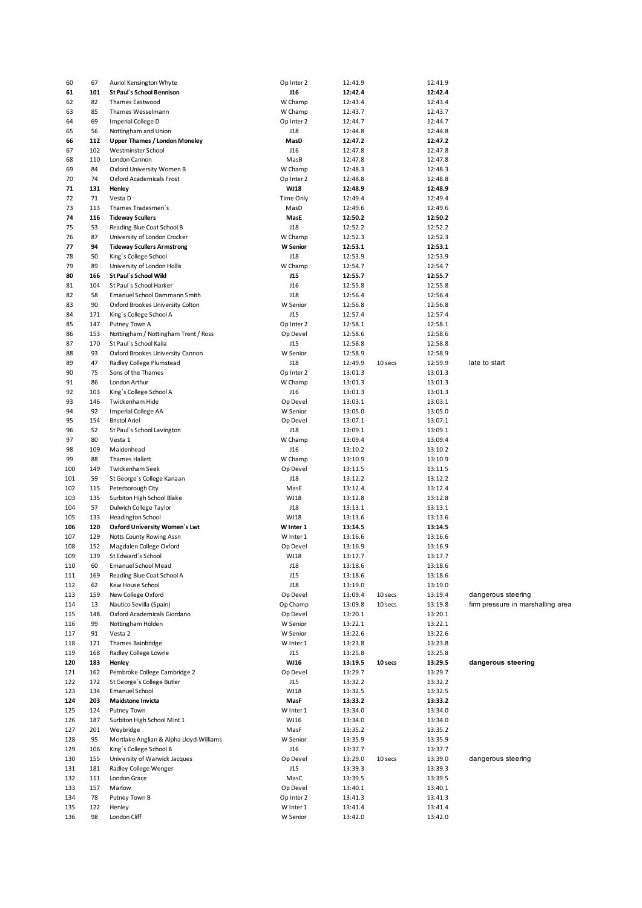| | | | | | | | |
|---|---|---|---|---|---|---|---|
| 60 | 67 | Auriol Kensington Whyte | Op Inter 2 | 12:41.9 | | 12:41.9 | |
| **61** | **101** | **St Paul´s School Bennison** | **J16** | **12:42.4** | | **12:42.4** | |
| 62 | 82 | Thames Eastwood | W Champ | 12:43.4 | | 12:43.4 | |
| 63 | 85 | Thames Wesselmann | W Champ | 12:43.7 | | 12:43.7 | |
| 64 | 69 | Imperial College D | Op Inter 2 | 12:44.7 | | 12:44.7 | |
| 65 | 56 | Nottingham and Union | J18 | 12:44.8 | | 12:44.8 | |
| **66** | **112** | **Upper Thames / London Moneley** | **MasD** | **12:47.2** | | **12:47.2** | |
| 67 | 102 | Westminster School | J16 | 12:47.8 | | 12:47.8 | |
| 68 | 110 | London Cannon | MasB | 12:47.8 | | 12:47.8 | |
| 69 | 84 | Oxford University Women B | W Champ | 12:48.3 | | 12:48.3 | |
| 70 | 74 | Oxford Academicals Frost | Op Inter 2 | 12:48.8 | | 12:48.8 | |
| **71** | **131** | **Henley** | **WJ18** | **12:48.9** | | **12:48.9** | |
| 72 | 71 | Vesta D | Time Only | 12:49.4 | | 12:49.4 | |
| 73 | 113 | Thames Tradesmen´s | MasD | 12:49.6 | | 12:49.6 | |
| **74** | **116** | **Tideway Scullers** | **MasE** | **12:50.2** | | **12:50.2** | |
| 75 | 53 | Reading Blue Coat School B | J18 | 12:52.2 | | 12:52.2 | |
| 76 | 87 | University of London Crocker | W Champ | 12:52.3 | | 12:52.3 | |
| **77** | **94** | **Tideway Scullers Armstrong** | **W Senior** | **12:53.1** | | **12:53.1** | |
| 78 | 50 | King´s College School | J18 | 12:53.9 | | 12:53.9 | |
| 79 | 89 | University of London Hollis | W Champ | 12:54.7 | | 12:54.7 | |
| **80** | **166** | **St Paul´s School Wild** | **J15** | **12:55.7** | | **12:55.7** | |
| 81 | 104 | St Paul´s School Harker | J16 | 12:55.8 | | 12:55.8 | |
| 82 | 58 | Emanuel School Dammann Smith | J18 | 12:56.4 | | 12:56.4 | |
| 83 | 90 | Oxford Brookes University Colton | W Senior | 12:56.8 | | 12:56.8 | |
| 84 | 171 | King´s College School A | J15 | 12:57.4 | | 12:57.4 | |
| 85 | 147 | Putney Town A | Op Inter 2 | 12:58.1 | | 12:58.1 | |
| 86 | 153 | Nottingham / Nottingham Trent / Ross | Op Devel | 12:58.6 | | 12:58.6 | |
| 87 | 170 | St Paul´s School Kalia | J15 | 12:58.8 | | 12:58.8 | |
| 88 | 93 | Oxford Brookes University Cannon | W Senior | 12:58.9 | | 12:58.9 | |
| 89 | 47 | Radley College Plumstead | J18 | 12:49.9 | 10 secs | 12:59.9 | late to start |
| 90 | 75 | Sons of the Thames | Op Inter 2 | 13:01.3 | | 13:01.3 | |
| 91 | 86 | London Arthur | W Champ | 13:01.3 | | 13:01.3 | |
| 92 | 103 | King´s College School A | J16 | 13:01.3 | | 13:01.3 | |
| 93 | 146 | Twickenham Hide | Op Devel | 13:03.1 | | 13:03.1 | |
| 94 | 92 | Imperial College AA | W Senior | 13:05.0 | | 13:05.0 | |
| 95 | 154 | Bristol Ariel | Op Devel | 13:07.1 | | 13:07.1 | |
| 96 | 52 | St Paul´s School Lavington | J18 | 13:09.1 | | 13:09.1 | |
| 97 | 80 | Vesta 1 | W Champ | 13:09.4 | | 13:09.4 | |
| 98 | 109 | Maidenhead | J16 | 13:10.2 | | 13:10.2 | |
| 99 | 88 | Thames Hallett | W Champ | 13:10.9 | | 13:10.9 | |
| 100 | 149 | Twickenham Seek | Op Devel | 13:11.5 | | 13:11.5 | |
| 101 | 59 | St George´s College Kanaan | J18 | 13:12.2 | | 13:12.2 | |
| 102 | 115 | Peterborough City | MasE | 13:12.4 | | 13:12.4 | |
| 103 | 135 | Surbiton High School Blake | WJ18 | 13:12.8 | | 13:12.8 | |
| 104 | 57 | Dulwich College Taylor | J18 | 13:13.1 | | 13:13.1 | |
| 105 | 133 | Headington School | WJ18 | 13:13.6 | | 13:13.6 | |
| **106** | **120** | **Oxford University Women´s Lwt** | **W Inter 1** | **13:14.5** | | **13:14.5** | |
| 107 | 129 | Notts County Rowing Assn | W Inter 1 | 13:16.6 | | 13:16.6 | |
| 108 | 152 | Magdalen College Oxford | Op Devel | 13:16.9 | | 13:16.9 | |
| 109 | 139 | St Edward´s School | WJ18 | 13:17.7 | | 13:17.7 | |
| 110 | 60 | Emanuel School Mead | J18 | 13:18.6 | | 13:18.6 | |
| 111 | 169 | Reading Blue Coat School A | J15 | 13:18.6 | | 13:18.6 | |
| 112 | 62 | Kew House School | J18 | 13:19.0 | | 13:19.0 | |
| 113 | 159 | New College Oxford | Op Devel | 13:09.4 | 10 secs | 13:19.4 | dangerous steering |
| 114 | 13 | Nautico Sevilla (Spain) | Op Champ | 13:09.8 | 10 secs | 13:19.8 | firm pressure in marshalling area |
| 115 | 148 | Oxford Academicals Giordano | Op Devel | 13:20.1 | | 13:20.1 | |
| 116 | 99 | Nottingham Holden | W Senior | 13:22.1 | | 13:22.1 | |
| 117 | 91 | Vesta 2 | W Senior | 13:22.6 | | 13:22.6 | |
| 118 | 121 | Thames Bainbridge | W Inter 1 | 13:23.8 | | 13:23.8 | |
| 119 | 168 | Radley College Lowrie | J15 | 13:25.8 | | 13:25.8 | |
| **120** | **183** | **Henley** | **WJ16** | **13:19.5** | **10 secs** | **13:29.5** | **dangerous steering** |
| 121 | 162 | Pembroke College Cambridge 2 | Op Devel | 13:29.7 | | 13:29.7 | |
| 122 | 172 | St George´s College Butler | J15 | 13:32.2 | | 13:32.2 | |
| 123 | 134 | Emanuel School | WJ18 | 13:32.5 | | 13:32.5 | |
| **124** | **203** | **Maidstone Invicta** | **MasF** | **13:33.2** | | **13:33.2** | |
| 125 | 124 | Putney Town | W Inter 1 | 13:34.0 | | 13:34.0 | |
| 126 | 187 | Surbiton High School Mint 1 | WJ16 | 13:34.0 | | 13:34.0 | |
| 127 | 201 | Weybridge | MasF | 13:35.2 | | 13:35.2 | |
| 128 | 95 | Mortlake Anglian & Alpha Lloyd-Williams | W Senior | 13:35.9 | | 13:35.9 | |
| 129 | 106 | King´s College School B | J16 | 13:37.7 | | 13:37.7 | |
| 130 | 155 | University of Warwick Jacques | Op Devel | 13:29.0 | 10 secs | 13:39.0 | dangerous steering |
| 131 | 181 | Radley College Wenger | J15 | 13:39.3 | | 13:39.3 | |
| 132 | 111 | London Grace | MasC | 13:39.5 | | 13:39.5 | |
| 133 | 157 | Marlow | Op Devel | 13:40.1 | | 13:40.1 | |
| 134 | 78 | Putney Town B | Op Inter 2 | 13:41.3 | | 13:41.3 | |
| 135 | 122 | Henley | W Inter 1 | 13:41.4 | | 13:41.4 | |
| 136 | 98 | London Cliff | W Senior | 13:42.0 | | 13:42.0 | |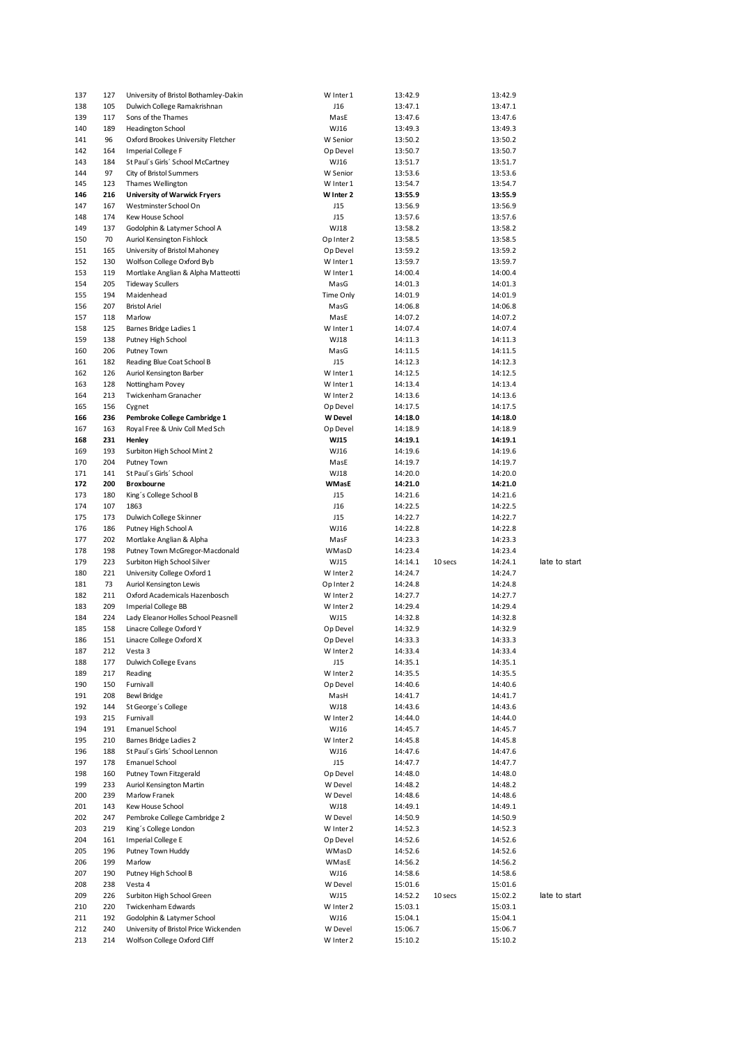| | | | | | | | |
|---|---|---|---|---|---|---|---|
| 137 | 127 | University of Bristol Bothamley-Dakin | W Inter 1 | 13:42.9 | | 13:42.9 | |
| 138 | 105 | Dulwich College Ramakrishnan | J16 | 13:47.1 | | 13:47.1 | |
| 139 | 117 | Sons of the Thames | MasE | 13:47.6 | | 13:47.6 | |
| 140 | 189 | Headington School | WJ16 | 13:49.3 | | 13:49.3 | |
| 141 | 96 | Oxford Brookes University Fletcher | W Senior | 13:50.2 | | 13:50.2 | |
| 142 | 164 | Imperial College F | Op Devel | 13:50.7 | | 13:50.7 | |
| 143 | 184 | St Paul´s Girls´ School McCartney | WJ16 | 13:51.7 | | 13:51.7 | |
| 144 | 97 | City of Bristol Summers | W Senior | 13:53.6 | | 13:53.6 | |
| 145 | 123 | Thames Wellington | W Inter 1 | 13:54.7 | | 13:54.7 | |
| **146** | **216** | **University of Warwick Fryers** | **W Inter 2** | **13:55.9** | | **13:55.9** | |
| 147 | 167 | Westminster School On | J15 | 13:56.9 | | 13:56.9 | |
| 148 | 174 | Kew House School | J15 | 13:57.6 | | 13:57.6 | |
| 149 | 137 | Godolphin & Latymer School A | WJ18 | 13:58.2 | | 13:58.2 | |
| 150 | 70 | Auriol Kensington Fishlock | Op Inter 2 | 13:58.5 | | 13:58.5 | |
| 151 | 165 | University of Bristol Mahoney | Op Devel | 13:59.2 | | 13:59.2 | |
| 152 | 130 | Wolfson College Oxford Byb | W Inter 1 | 13:59.7 | | 13:59.7 | |
| 153 | 119 | Mortlake Anglian & Alpha Matteotti | W Inter 1 | 14:00.4 | | 14:00.4 | |
| 154 | 205 | Tideway Scullers | MasG | 14:01.3 | | 14:01.3 | |
| 155 | 194 | Maidenhead | Time Only | 14:01.9 | | 14:01.9 | |
| 156 | 207 | Bristol Ariel | MasG | 14:06.8 | | 14:06.8 | |
| 157 | 118 | Marlow | MasE | 14:07.2 | | 14:07.2 | |
| 158 | 125 | Barnes Bridge Ladies 1 | W Inter 1 | 14:07.4 | | 14:07.4 | |
| 159 | 138 | Putney High School | WJ18 | 14:11.3 | | 14:11.3 | |
| 160 | 206 | Putney Town | MasG | 14:11.5 | | 14:11.5 | |
| 161 | 182 | Reading Blue Coat School B | J15 | 14:12.3 | | 14:12.3 | |
| 162 | 126 | Auriol Kensington Barber | W Inter 1 | 14:12.5 | | 14:12.5 | |
| 163 | 128 | Nottingham Povey | W Inter 1 | 14:13.4 | | 14:13.4 | |
| 164 | 213 | Twickenham Granacher | W Inter 2 | 14:13.6 | | 14:13.6 | |
| 165 | 156 | Cygnet | Op Devel | 14:17.5 | | 14:17.5 | |
| **166** | **236** | **Pembroke College Cambridge 1** | **W Devel** | **14:18.0** | | **14:18.0** | |
| 167 | 163 | Royal Free & Univ Coll Med Sch | Op Devel | 14:18.9 | | 14:18.9 | |
| **168** | **231** | **Henley** | **WJ15** | **14:19.1** | | **14:19.1** | |
| 169 | 193 | Surbiton High School Mint 2 | WJ16 | 14:19.6 | | 14:19.6 | |
| 170 | 204 | Putney Town | MasE | 14:19.7 | | 14:19.7 | |
| 171 | 141 | St Paul´s Girls´ School | WJ18 | 14:20.0 | | 14:20.0 | |
| **172** | **200** | **Broxbourne** | **WMasE** | **14:21.0** | | **14:21.0** | |
| 173 | 180 | King´s College School B | J15 | 14:21.6 | | 14:21.6 | |
| 174 | 107 | 1863 | J16 | 14:22.5 | | 14:22.5 | |
| 175 | 173 | Dulwich College Skinner | J15 | 14:22.7 | | 14:22.7 | |
| 176 | 186 | Putney High School A | WJ16 | 14:22.8 | | 14:22.8 | |
| 177 | 202 | Mortlake Anglian & Alpha | MasF | 14:23.3 | | 14:23.3 | |
| 178 | 198 | Putney Town McGregor-Macdonald | WMasD | 14:23.4 | | 14:23.4 | |
| 179 | 223 | Surbiton High School Silver | WJ15 | 14:14.1 | 10 secs | 14:24.1 | late to start |
| 180 | 221 | University College Oxford 1 | W Inter 2 | 14:24.7 | | 14:24.7 | |
| 181 | 73 | Auriol Kensington Lewis | Op Inter 2 | 14:24.8 | | 14:24.8 | |
| 182 | 211 | Oxford Academicals Hazenbosch | W Inter 2 | 14:27.7 | | 14:27.7 | |
| 183 | 209 | Imperial College BB | W Inter 2 | 14:29.4 | | 14:29.4 | |
| 184 | 224 | Lady Eleanor Holles School Peasnell | WJ15 | 14:32.8 | | 14:32.8 | |
| 185 | 158 | Linacre College Oxford Y | Op Devel | 14:32.9 | | 14:32.9 | |
| 186 | 151 | Linacre College Oxford X | Op Devel | 14:33.3 | | 14:33.3 | |
| 187 | 212 | Vesta 3 | W Inter 2 | 14:33.4 | | 14:33.4 | |
| 188 | 177 | Dulwich College Evans | J15 | 14:35.1 | | 14:35.1 | |
| 189 | 217 | Reading | W Inter 2 | 14:35.5 | | 14:35.5 | |
| 190 | 150 | Furnivall | Op Devel | 14:40.6 | | 14:40.6 | |
| 191 | 208 | Bewl Bridge | MasH | 14:41.7 | | 14:41.7 | |
| 192 | 144 | St George´s College | WJ18 | 14:43.6 | | 14:43.6 | |
| 193 | 215 | Furnivall | W Inter 2 | 14:44.0 | | 14:44.0 | |
| 194 | 191 | Emanuel School | WJ16 | 14:45.7 | | 14:45.7 | |
| 195 | 210 | Barnes Bridge Ladies 2 | W Inter 2 | 14:45.8 | | 14:45.8 | |
| 196 | 188 | St Paul´s Girls´ School Lennon | WJ16 | 14:47.6 | | 14:47.6 | |
| 197 | 178 | Emanuel School | J15 | 14:47.7 | | 14:47.7 | |
| 198 | 160 | Putney Town Fitzgerald | Op Devel | 14:48.0 | | 14:48.0 | |
| 199 | 233 | Auriol Kensington Martin | W Devel | 14:48.2 | | 14:48.2 | |
| 200 | 239 | Marlow Franek | W Devel | 14:48.6 | | 14:48.6 | |
| 201 | 143 | Kew House School | WJ18 | 14:49.1 | | 14:49.1 | |
| 202 | 247 | Pembroke College Cambridge 2 | W Devel | 14:50.9 | | 14:50.9 | |
| 203 | 219 | King´s College London | W Inter 2 | 14:52.3 | | 14:52.3 | |
| 204 | 161 | Imperial College E | Op Devel | 14:52.6 | | 14:52.6 | |
| 205 | 196 | Putney Town Huddy | WMasD | 14:52.6 | | 14:52.6 | |
| 206 | 199 | Marlow | WMasE | 14:56.2 | | 14:56.2 | |
| 207 | 190 | Putney High School B | WJ16 | 14:58.6 | | 14:58.6 | |
| 208 | 238 | Vesta 4 | W Devel | 15:01.6 | | 15:01.6 | |
| 209 | 226 | Surbiton High School Green | WJ15 | 14:52.2 | 10 secs | 15:02.2 | late to start |
| 210 | 220 | Twickenham Edwards | W Inter 2 | 15:03.1 | | 15:03.1 | |
| 211 | 192 | Godolphin & Latymer School | WJ16 | 15:04.1 | | 15:04.1 | |
| 212 | 240 | University of Bristol Price Wickenden | W Devel | 15:06.7 | | 15:06.7 | |
| 213 | 214 | Wolfson College Oxford Cliff | W Inter 2 | 15:10.2 | | 15:10.2 | |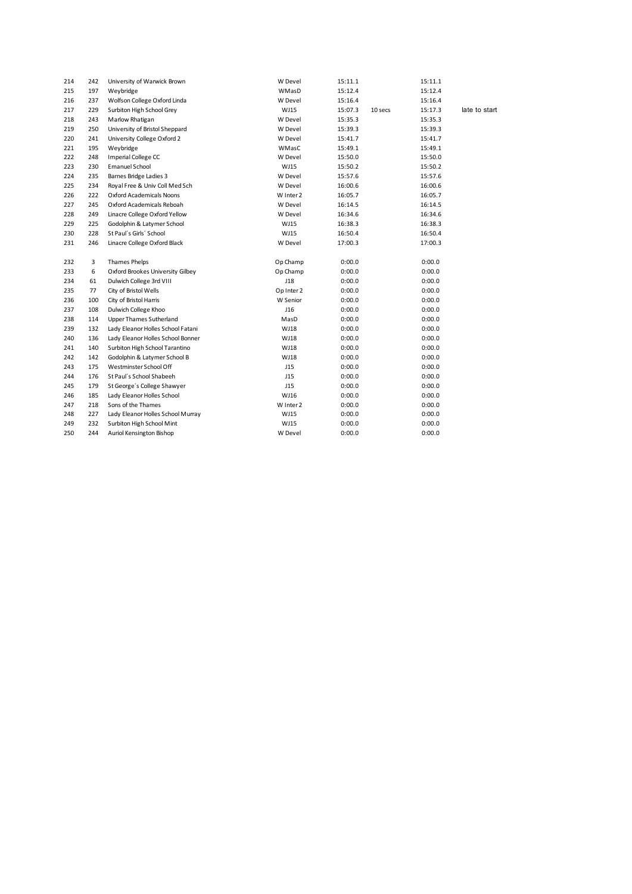| | | | | | | | |
|---|---|---|---|---|---|---|---|
| 214 | 242 | University of Warwick Brown | W Devel | 15:11.1 | | 15:11.1 | |
| 215 | 197 | Weybridge | WMasD | 15:12.4 | | 15:12.4 | |
| 216 | 237 | Wolfson College Oxford Linda | W Devel | 15:16.4 | | 15:16.4 | |
| 217 | 229 | Surbiton High School Grey | WJ15 | 15:07.3 | 10 secs | 15:17.3 | late to start |
| 218 | 243 | Marlow Rhatigan | W Devel | 15:35.3 | | 15:35.3 | |
| 219 | 250 | University of Bristol Sheppard | W Devel | 15:39.3 | | 15:39.3 | |
| 220 | 241 | University College Oxford 2 | W Devel | 15:41.7 | | 15:41.7 | |
| 221 | 195 | Weybridge | WMasC | 15:49.1 | | 15:49.1 | |
| 222 | 248 | Imperial College CC | W Devel | 15:50.0 | | 15:50.0 | |
| 223 | 230 | Emanuel School | WJ15 | 15:50.2 | | 15:50.2 | |
| 224 | 235 | Barnes Bridge Ladies 3 | W Devel | 15:57.6 | | 15:57.6 | |
| 225 | 234 | Royal Free & Univ Coll Med Sch | W Devel | 16:00.6 | | 16:00.6 | |
| 226 | 222 | Oxford Academicals Noons | W Inter 2 | 16:05.7 | | 16:05.7 | |
| 227 | 245 | Oxford Academicals Reboah | W Devel | 16:14.5 | | 16:14.5 | |
| 228 | 249 | Linacre College Oxford Yellow | W Devel | 16:34.6 | | 16:34.6 | |
| 229 | 225 | Godolphin & Latymer School | WJ15 | 16:38.3 | | 16:38.3 | |
| 230 | 228 | St Paul´s Girls´ School | WJ15 | 16:50.4 | | 16:50.4 | |
| 231 | 246 | Linacre College Oxford Black | W Devel | 17:00.3 | | 17:00.3 | |
| 232 | 3 | Thames Phelps | Op Champ | 0:00.0 | | 0:00.0 | |
| 233 | 6 | Oxford Brookes University Gilbey | Op Champ | 0:00.0 | | 0:00.0 | |
| 234 | 61 | Dulwich College 3rd VIII | J18 | 0:00.0 | | 0:00.0 | |
| 235 | 77 | City of Bristol Wells | Op Inter 2 | 0:00.0 | | 0:00.0 | |
| 236 | 100 | City of Bristol Harris | W Senior | 0:00.0 | | 0:00.0 | |
| 237 | 108 | Dulwich College Khoo | J16 | 0:00.0 | | 0:00.0 | |
| 238 | 114 | Upper Thames Sutherland | MasD | 0:00.0 | | 0:00.0 | |
| 239 | 132 | Lady Eleanor Holles School Fatani | WJ18 | 0:00.0 | | 0:00.0 | |
| 240 | 136 | Lady Eleanor Holles School Bonner | WJ18 | 0:00.0 | | 0:00.0 | |
| 241 | 140 | Surbiton High School Tarantino | WJ18 | 0:00.0 | | 0:00.0 | |
| 242 | 142 | Godolphin & Latymer School B | WJ18 | 0:00.0 | | 0:00.0 | |
| 243 | 175 | Westminster School Off | J15 | 0:00.0 | | 0:00.0 | |
| 244 | 176 | St Paul´s School Shabeeh | J15 | 0:00.0 | | 0:00.0 | |
| 245 | 179 | St George´s College Shawyer | J15 | 0:00.0 | | 0:00.0 | |
| 246 | 185 | Lady Eleanor Holles School | WJ16 | 0:00.0 | | 0:00.0 | |
| 247 | 218 | Sons of the Thames | W Inter 2 | 0:00.0 | | 0:00.0 | |
| 248 | 227 | Lady Eleanor Holles School Murray | WJ15 | 0:00.0 | | 0:00.0 | |
| 249 | 232 | Surbiton High School Mint | WJ15 | 0:00.0 | | 0:00.0 | |
| 250 | 244 | Auriol Kensington Bishop | W Devel | 0:00.0 | | 0:00.0 | |